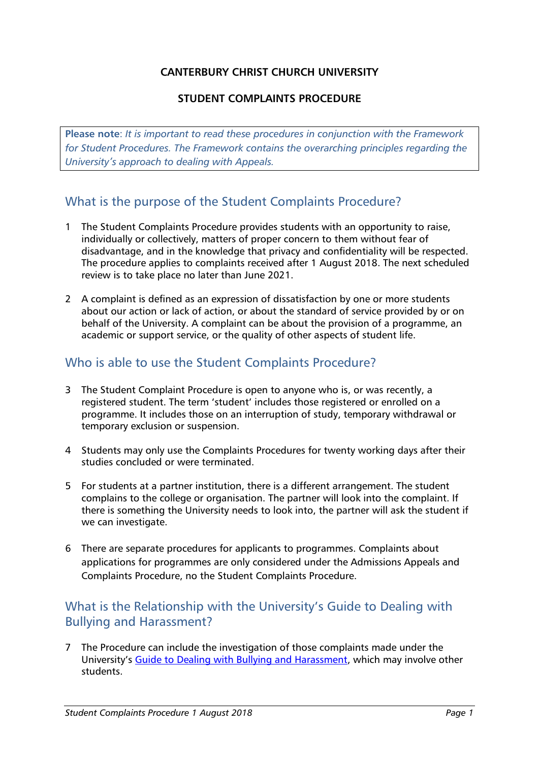**CANTERBURY CHRIST CHURCH UNIVERSITY**

**STUDENT COMPLAINTS PROCEDURE**

> **Please note**: *It is important to read these procedures in conjunction with the Framework for Student Procedures. The Framework contains the overarching principles regarding the University's approach to dealing with Appeals.*

## What is the purpose of the Student Complaints Procedure?

1 The Student Complaints Procedure provides students with an opportunity to raise, individually or collectively, matters of proper concern to them without fear of disadvantage, and in the knowledge that privacy and confidentiality will be respected. The procedure applies to complaints received after 1 August 2018. The next scheduled review is to take place no later than June 2021.

2 A complaint is defined as an expression of dissatisfaction by one or more students about our action or lack of action, or about the standard of service provided by or on behalf of the University. A complaint can be about the provision of a programme, an academic or support service, or the quality of other aspects of student life.

## Who is able to use the Student Complaints Procedure?

3 The Student Complaint Procedure is open to anyone who is, or was recently, a registered student. The term 'student' includes those registered or enrolled on a programme. It includes those on an interruption of study, temporary withdrawal or temporary exclusion or suspension.

4 Students may only use the Complaints Procedures for twenty working days after their studies concluded or were terminated.

5 For students at a partner institution, there is a different arrangement. The student complains to the college or organisation. The partner will look into the complaint. If there is something the University needs to look into, the partner will ask the student if we can investigate.

6 There are separate procedures for applicants to programmes. Complaints about applications for programmes are only considered under the Admissions Appeals and Complaints Procedure, no the Student Complaints Procedure.

## What is the Relationship with the University's Guide to Dealing with Bullying and Harassment?

7 The Procedure can include the investigation of those complaints made under the University's Guide to Dealing with Bullying and Harassment, which may involve other students.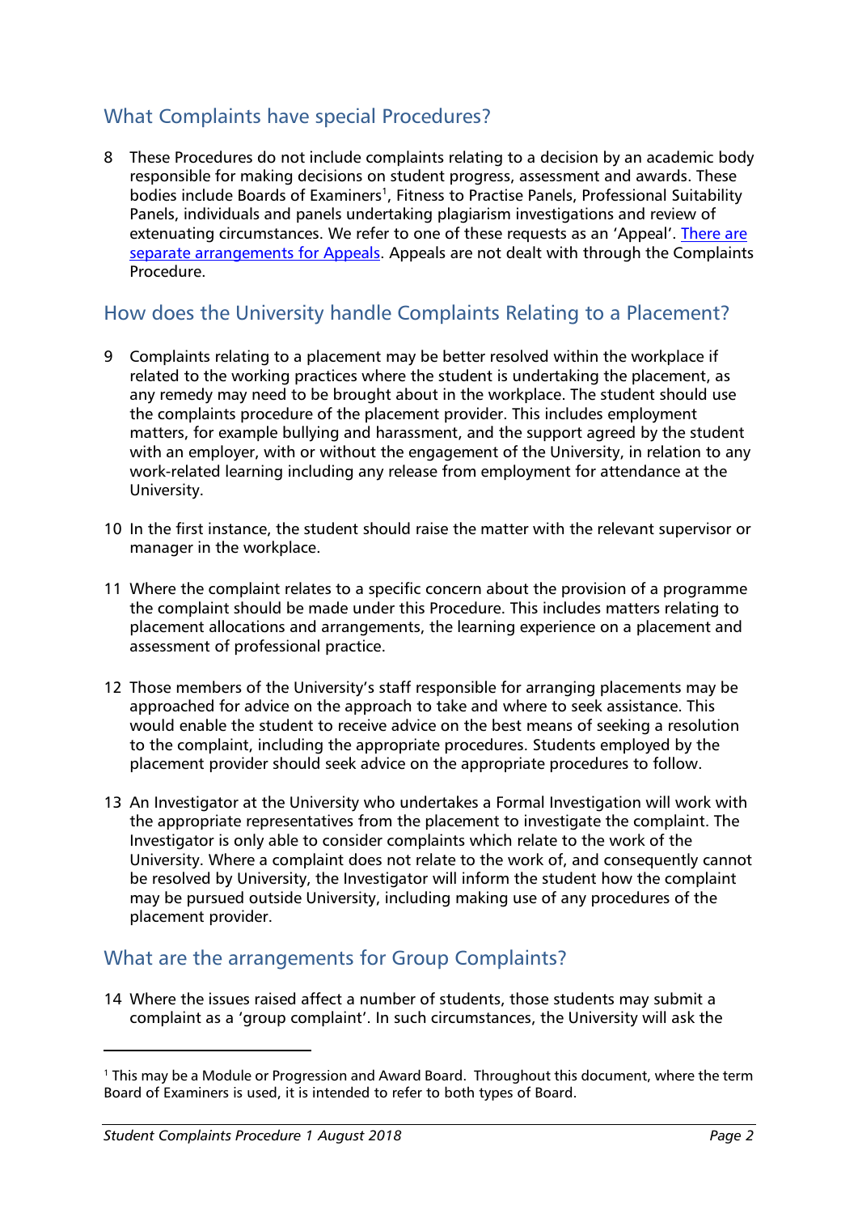## What Complaints have special Procedures?

8 These Procedures do not include complaints relating to a decision by an academic body responsible for making decisions on student progress, assessment and awards. These bodies include Boards of Examiners[1], Fitness to Practise Panels, Professional Suitability Panels, individuals and panels undertaking plagiarism investigations and review of extenuating circumstances. We refer to one of these requests as an 'Appeal'. There are separate arrangements for Appeals. Appeals are not dealt with through the Complaints Procedure.

## How does the University handle Complaints Relating to a Placement?

9 Complaints relating to a placement may be better resolved within the workplace if related to the working practices where the student is undertaking the placement, as any remedy may need to be brought about in the workplace. The student should use the complaints procedure of the placement provider. This includes employment matters, for example bullying and harassment, and the support agreed by the student with an employer, with or without the engagement of the University, in relation to any work-related learning including any release from employment for attendance at the University.

10 In the first instance, the student should raise the matter with the relevant supervisor or manager in the workplace.

11 Where the complaint relates to a specific concern about the provision of a programme the complaint should be made under this Procedure. This includes matters relating to placement allocations and arrangements, the learning experience on a placement and assessment of professional practice.

12 Those members of the University's staff responsible for arranging placements may be approached for advice on the approach to take and where to seek assistance. This would enable the student to receive advice on the best means of seeking a resolution to the complaint, including the appropriate procedures. Students employed by the placement provider should seek advice on the appropriate procedures to follow.

13 An Investigator at the University who undertakes a Formal Investigation will work with the appropriate representatives from the placement to investigate the complaint. The Investigator is only able to consider complaints which relate to the work of the University. Where a complaint does not relate to the work of, and consequently cannot be resolved by University, the Investigator will inform the student how the complaint may be pursued outside University, including making use of any procedures of the placement provider.

## What are the arrangements for Group Complaints?

14 Where the issues raised affect a number of students, those students may submit a complaint as a 'group complaint'. In such circumstances, the University will ask the

---

[1] This may be a Module or Progression and Award Board. Throughout this document, where the term Board of Examiners is used, it is intended to refer to both types of Board.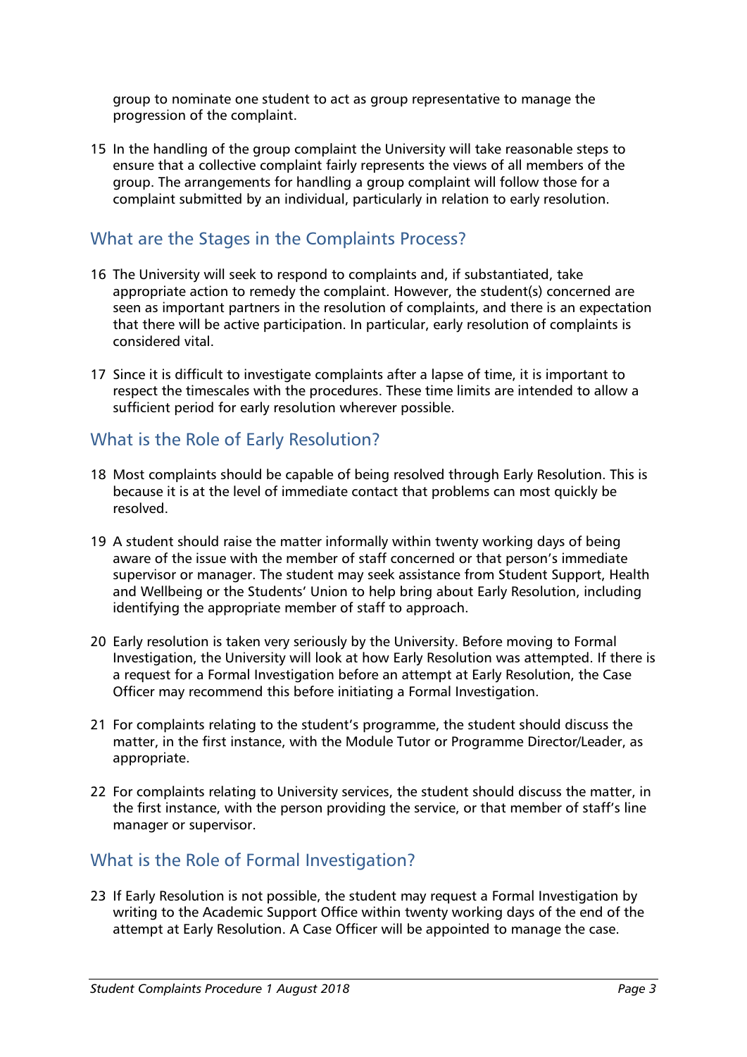group to nominate one student to act as group representative to manage the progression of the complaint.

15 In the handling of the group complaint the University will take reasonable steps to ensure that a collective complaint fairly represents the views of all members of the group. The arrangements for handling a group complaint will follow those for a complaint submitted by an individual, particularly in relation to early resolution.

## What are the Stages in the Complaints Process?

16 The University will seek to respond to complaints and, if substantiated, take appropriate action to remedy the complaint. However, the student(s) concerned are seen as important partners in the resolution of complaints, and there is an expectation that there will be active participation. In particular, early resolution of complaints is considered vital.

17 Since it is difficult to investigate complaints after a lapse of time, it is important to respect the timescales with the procedures. These time limits are intended to allow a sufficient period for early resolution wherever possible.

## What is the Role of Early Resolution?

18 Most complaints should be capable of being resolved through Early Resolution. This is because it is at the level of immediate contact that problems can most quickly be resolved.

19 A student should raise the matter informally within twenty working days of being aware of the issue with the member of staff concerned or that person's immediate supervisor or manager. The student may seek assistance from Student Support, Health and Wellbeing or the Students' Union to help bring about Early Resolution, including identifying the appropriate member of staff to approach.

20 Early resolution is taken very seriously by the University. Before moving to Formal Investigation, the University will look at how Early Resolution was attempted. If there is a request for a Formal Investigation before an attempt at Early Resolution, the Case Officer may recommend this before initiating a Formal Investigation.

21 For complaints relating to the student's programme, the student should discuss the matter, in the first instance, with the Module Tutor or Programme Director/Leader, as appropriate.

22 For complaints relating to University services, the student should discuss the matter, in the first instance, with the person providing the service, or that member of staff's line manager or supervisor.

## What is the Role of Formal Investigation?

23 If Early Resolution is not possible, the student may request a Formal Investigation by writing to the Academic Support Office within twenty working days of the end of the attempt at Early Resolution. A Case Officer will be appointed to manage the case.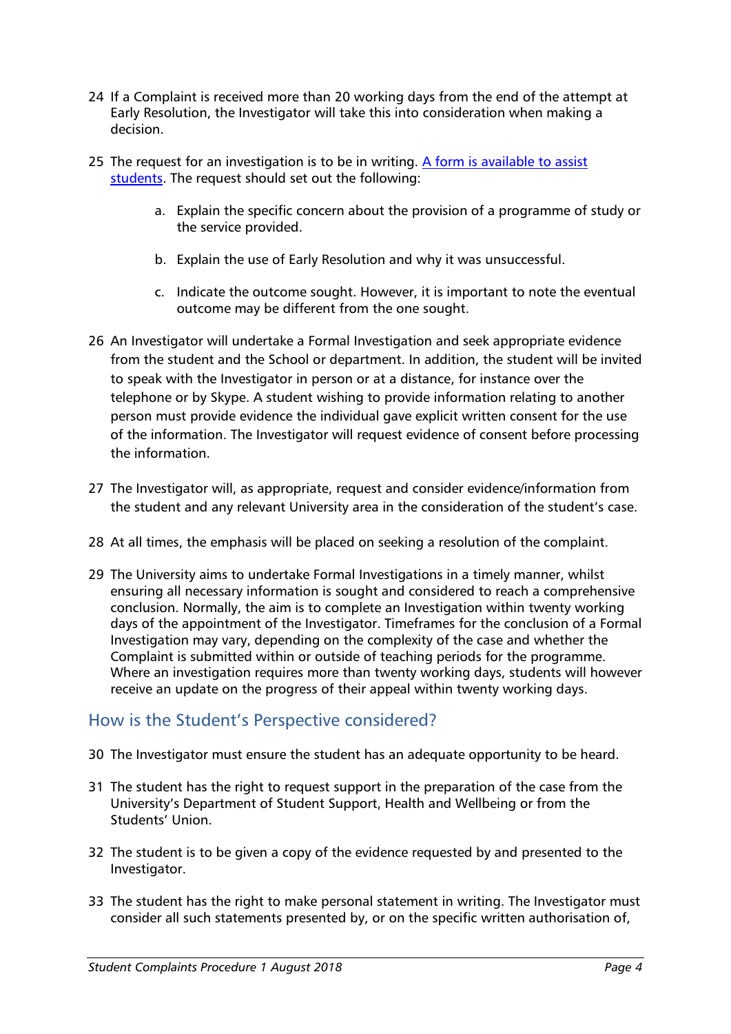24 If a Complaint is received more than 20 working days from the end of the attempt at Early Resolution, the Investigator will take this into consideration when making a decision.

25 The request for an investigation is to be in writing. [A form is available to assist students](). The request should set out the following:

   a. Explain the specific concern about the provision of a programme of study or the service provided.

   b. Explain the use of Early Resolution and why it was unsuccessful.

   c. Indicate the outcome sought. However, it is important to note the eventual outcome may be different from the one sought.

26 An Investigator will undertake a Formal Investigation and seek appropriate evidence from the student and the School or department. In addition, the student will be invited to speak with the Investigator in person or at a distance, for instance over the telephone or by Skype. A student wishing to provide information relating to another person must provide evidence the individual gave explicit written consent for the use of the information. The Investigator will request evidence of consent before processing the information.

27 The Investigator will, as appropriate, request and consider evidence/information from the student and any relevant University area in the consideration of the student's case.

28 At all times, the emphasis will be placed on seeking a resolution of the complaint.

29 The University aims to undertake Formal Investigations in a timely manner, whilst ensuring all necessary information is sought and considered to reach a comprehensive conclusion. Normally, the aim is to complete an Investigation within twenty working days of the appointment of the Investigator. Timeframes for the conclusion of a Formal Investigation may vary, depending on the complexity of the case and whether the Complaint is submitted within or outside of teaching periods for the programme. Where an investigation requires more than twenty working days, students will however receive an update on the progress of their appeal within twenty working days.

## How is the Student's Perspective considered?

30 The Investigator must ensure the student has an adequate opportunity to be heard.

31 The student has the right to request support in the preparation of the case from the University's Department of Student Support, Health and Wellbeing or from the Students' Union.

32 The student is to be given a copy of the evidence requested by and presented to the Investigator.

33 The student has the right to make personal statement in writing. The Investigator must consider all such statements presented by, or on the specific written authorisation of,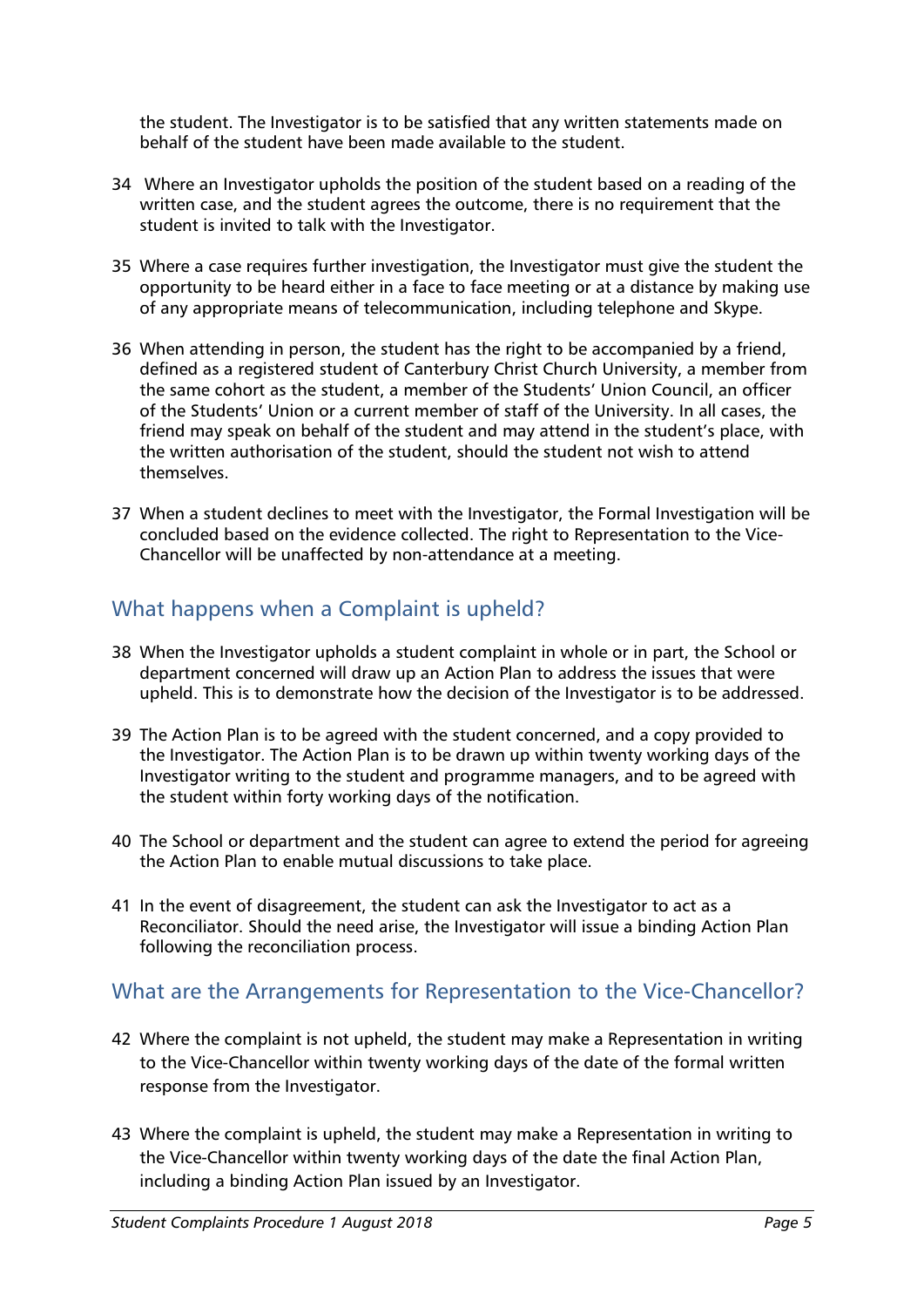the student. The Investigator is to be satisfied that any written statements made on behalf of the student have been made available to the student.

34 Where an Investigator upholds the position of the student based on a reading of the written case, and the student agrees the outcome, there is no requirement that the student is invited to talk with the Investigator.

35 Where a case requires further investigation, the Investigator must give the student the opportunity to be heard either in a face to face meeting or at a distance by making use of any appropriate means of telecommunication, including telephone and Skype.

36 When attending in person, the student has the right to be accompanied by a friend, defined as a registered student of Canterbury Christ Church University, a member from the same cohort as the student, a member of the Students' Union Council, an officer of the Students' Union or a current member of staff of the University. In all cases, the friend may speak on behalf of the student and may attend in the student's place, with the written authorisation of the student, should the student not wish to attend themselves.

37 When a student declines to meet with the Investigator, the Formal Investigation will be concluded based on the evidence collected. The right to Representation to the Vice-Chancellor will be unaffected by non-attendance at a meeting.

## What happens when a Complaint is upheld?

38 When the Investigator upholds a student complaint in whole or in part, the School or department concerned will draw up an Action Plan to address the issues that were upheld. This is to demonstrate how the decision of the Investigator is to be addressed.

39 The Action Plan is to be agreed with the student concerned, and a copy provided to the Investigator. The Action Plan is to be drawn up within twenty working days of the Investigator writing to the student and programme managers, and to be agreed with the student within forty working days of the notification.

40 The School or department and the student can agree to extend the period for agreeing the Action Plan to enable mutual discussions to take place.

41 In the event of disagreement, the student can ask the Investigator to act as a Reconciliator. Should the need arise, the Investigator will issue a binding Action Plan following the reconciliation process.

## What are the Arrangements for Representation to the Vice-Chancellor?

42 Where the complaint is not upheld, the student may make a Representation in writing to the Vice-Chancellor within twenty working days of the date of the formal written response from the Investigator.

43 Where the complaint is upheld, the student may make a Representation in writing to the Vice-Chancellor within twenty working days of the date the final Action Plan, including a binding Action Plan issued by an Investigator.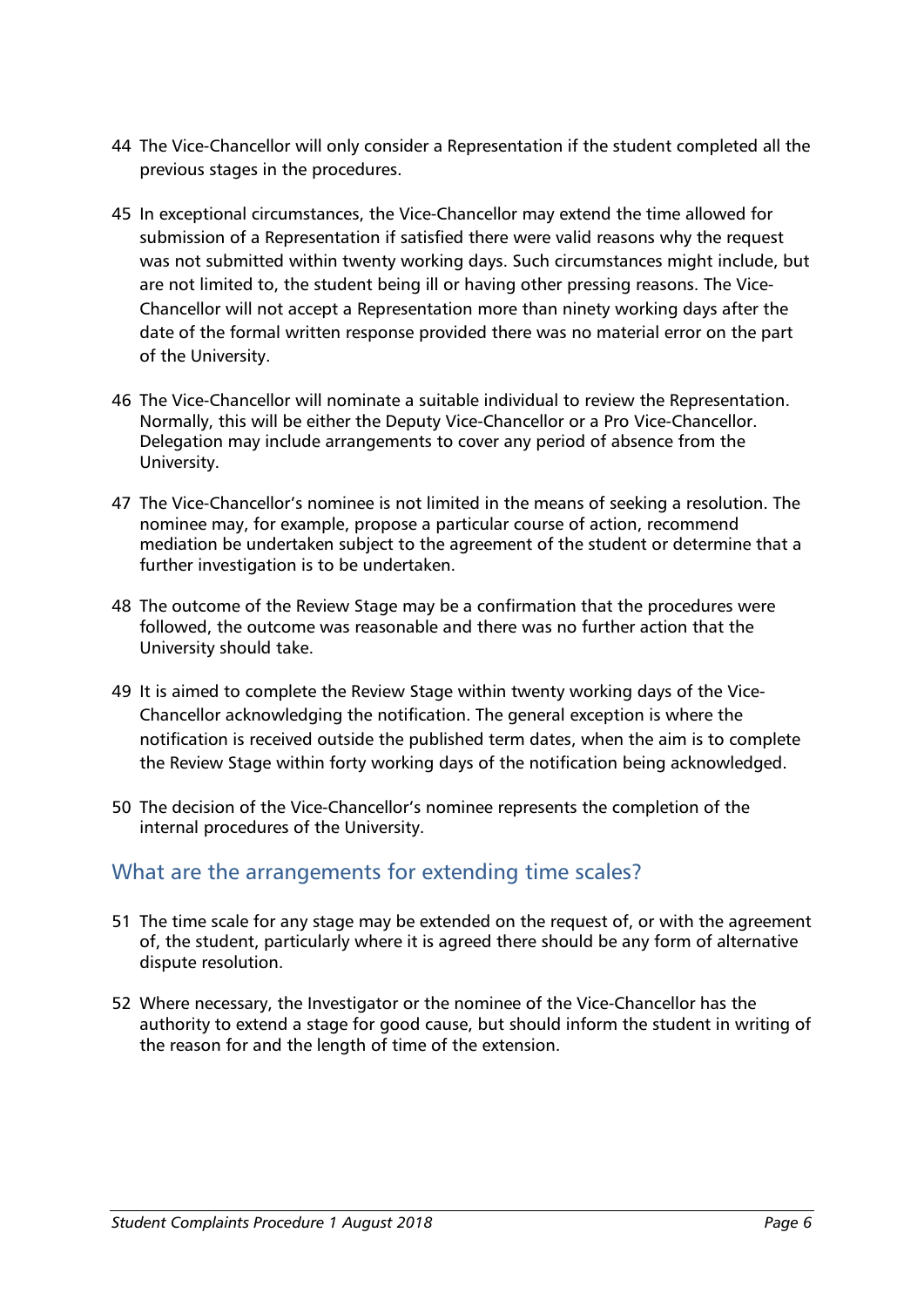44 The Vice-Chancellor will only consider a Representation if the student completed all the previous stages in the procedures.

45 In exceptional circumstances, the Vice-Chancellor may extend the time allowed for submission of a Representation if satisfied there were valid reasons why the request was not submitted within twenty working days. Such circumstances might include, but are not limited to, the student being ill or having other pressing reasons. The Vice-Chancellor will not accept a Representation more than ninety working days after the date of the formal written response provided there was no material error on the part of the University.

46 The Vice-Chancellor will nominate a suitable individual to review the Representation. Normally, this will be either the Deputy Vice-Chancellor or a Pro Vice-Chancellor. Delegation may include arrangements to cover any period of absence from the University.

47 The Vice-Chancellor's nominee is not limited in the means of seeking a resolution. The nominee may, for example, propose a particular course of action, recommend mediation be undertaken subject to the agreement of the student or determine that a further investigation is to be undertaken.

48 The outcome of the Review Stage may be a confirmation that the procedures were followed, the outcome was reasonable and there was no further action that the University should take.

49 It is aimed to complete the Review Stage within twenty working days of the Vice-Chancellor acknowledging the notification. The general exception is where the notification is received outside the published term dates, when the aim is to complete the Review Stage within forty working days of the notification being acknowledged.

50 The decision of the Vice-Chancellor's nominee represents the completion of the internal procedures of the University.

## What are the arrangements for extending time scales?

51 The time scale for any stage may be extended on the request of, or with the agreement of, the student, particularly where it is agreed there should be any form of alternative dispute resolution.

52 Where necessary, the Investigator or the nominee of the Vice-Chancellor has the authority to extend a stage for good cause, but should inform the student in writing of the reason for and the length of time of the extension.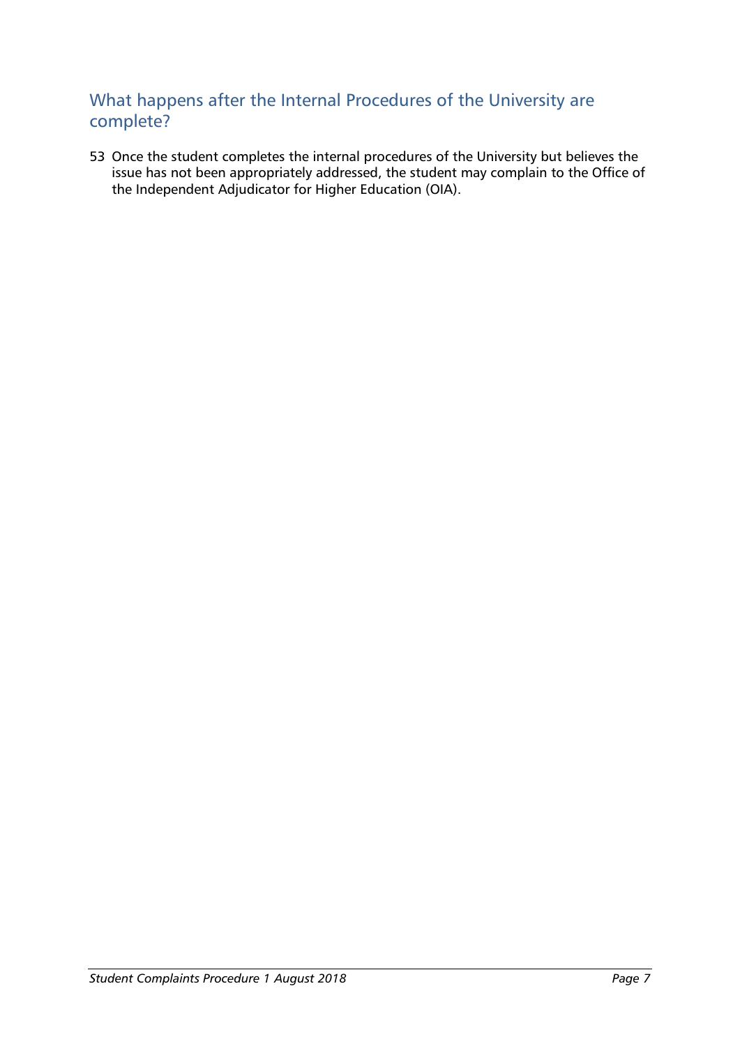## What happens after the Internal Procedures of the University are complete?

53 Once the student completes the internal procedures of the University but believes the issue has not been appropriately addressed, the student may complain to the Office of the Independent Adjudicator for Higher Education (OIA).